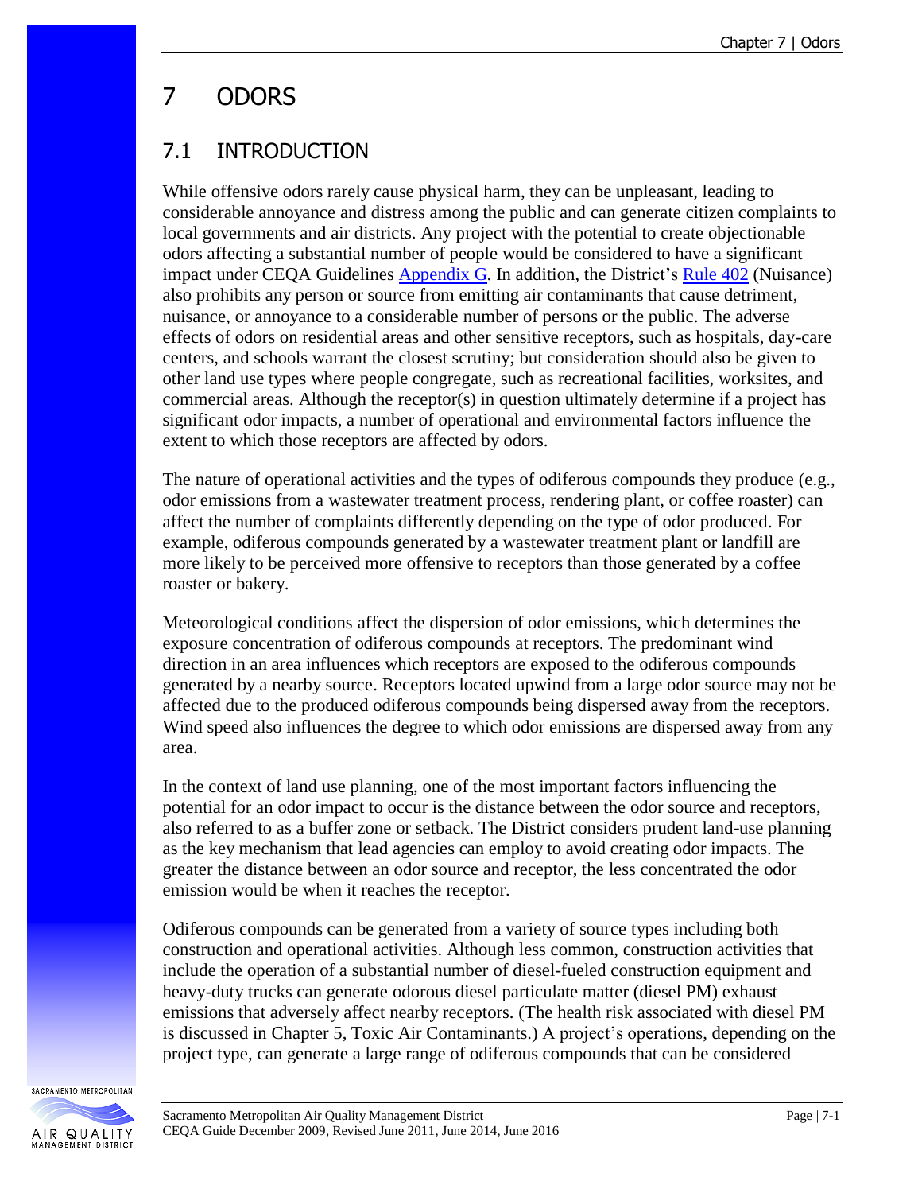# 7 ODORS

## 7.1 INTRODUCTION

While offensive odors rarely cause physical harm, they can be unpleasant, leading to considerable annoyance and distress among the public and can generate citizen complaints to local governments and air districts. Any project with the potential to create objectionable odors affecting a substantial number of people would be considered to have a significant impact under CEQA Guidelines [Appendix G](). In addition, the District's [Rule 402]() (Nuisance) also prohibits any person or source from emitting air contaminants that cause detriment, nuisance, or annoyance to a considerable number of persons or the public. The adverse effects of odors on residential areas and other sensitive receptors, such as hospitals, day-care centers, and schools warrant the closest scrutiny; but consideration should also be given to other land use types where people congregate, such as recreational facilities, worksites, and commercial areas. Although the receptor(s) in question ultimately determine if a project has significant odor impacts, a number of operational and environmental factors influence the extent to which those receptors are affected by odors.

The nature of operational activities and the types of odiferous compounds they produce (e.g., odor emissions from a wastewater treatment process, rendering plant, or coffee roaster) can affect the number of complaints differently depending on the type of odor produced. For example, odiferous compounds generated by a wastewater treatment plant or landfill are more likely to be perceived more offensive to receptors than those generated by a coffee roaster or bakery.

Meteorological conditions affect the dispersion of odor emissions, which determines the exposure concentration of odiferous compounds at receptors. The predominant wind direction in an area influences which receptors are exposed to the odiferous compounds generated by a nearby source. Receptors located upwind from a large odor source may not be affected due to the produced odiferous compounds being dispersed away from the receptors. Wind speed also influences the degree to which odor emissions are dispersed away from any area.

In the context of land use planning, one of the most important factors influencing the potential for an odor impact to occur is the distance between the odor source and receptors, also referred to as a buffer zone or setback. The District considers prudent land-use planning as the key mechanism that lead agencies can employ to avoid creating odor impacts. The greater the distance between an odor source and receptor, the less concentrated the odor emission would be when it reaches the receptor.

Odiferous compounds can be generated from a variety of source types including both construction and operational activities. Although less common, construction activities that include the operation of a substantial number of diesel-fueled construction equipment and heavy-duty trucks can generate odorous diesel particulate matter (diesel PM) exhaust emissions that adversely affect nearby receptors. (The health risk associated with diesel PM is discussed in Chapter 5, Toxic Air Contaminants.) A project's operations, depending on the project type, can generate a large range of odiferous compounds that can be considered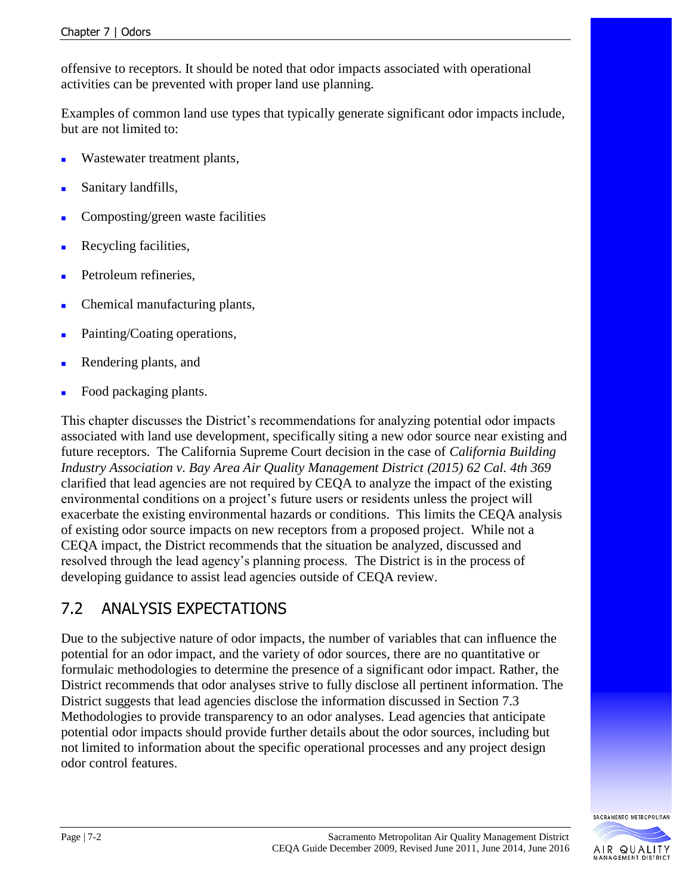offensive to receptors. It should be noted that odor impacts associated with operational activities can be prevented with proper land use planning.

Examples of common land use types that typically generate significant odor impacts include, but are not limited to:

- Wastewater treatment plants,
- Sanitary landfills,
- Composting/green waste facilities
- Recycling facilities,
- Petroleum refineries,
- Chemical manufacturing plants,
- Painting/Coating operations,
- Rendering plants, and
- Food packaging plants.

This chapter discusses the District's recommendations for analyzing potential odor impacts associated with land use development, specifically siting a new odor source near existing and future receptors. The California Supreme Court decision in the case of *California Building Industry Association v. Bay Area Air Quality Management District (2015) 62 Cal. 4th 369* clarified that lead agencies are not required by CEQA to analyze the impact of the existing environmental conditions on a project's future users or residents unless the project will exacerbate the existing environmental hazards or conditions. This limits the CEQA analysis of existing odor source impacts on new receptors from a proposed project. While not a CEQA impact, the District recommends that the situation be analyzed, discussed and resolved through the lead agency's planning process. The District is in the process of developing guidance to assist lead agencies outside of CEQA review.

## 7.2 ANALYSIS EXPECTATIONS

Due to the subjective nature of odor impacts, the number of variables that can influence the potential for an odor impact, and the variety of odor sources, there are no quantitative or formulaic methodologies to determine the presence of a significant odor impact. Rather, the District recommends that odor analyses strive to fully disclose all pertinent information. The District suggests that lead agencies disclose the information discussed in Section 7.3 Methodologies to provide transparency to an odor analyses. Lead agencies that anticipate potential odor impacts should provide further details about the odor sources, including but not limited to information about the specific operational processes and any project design odor control features.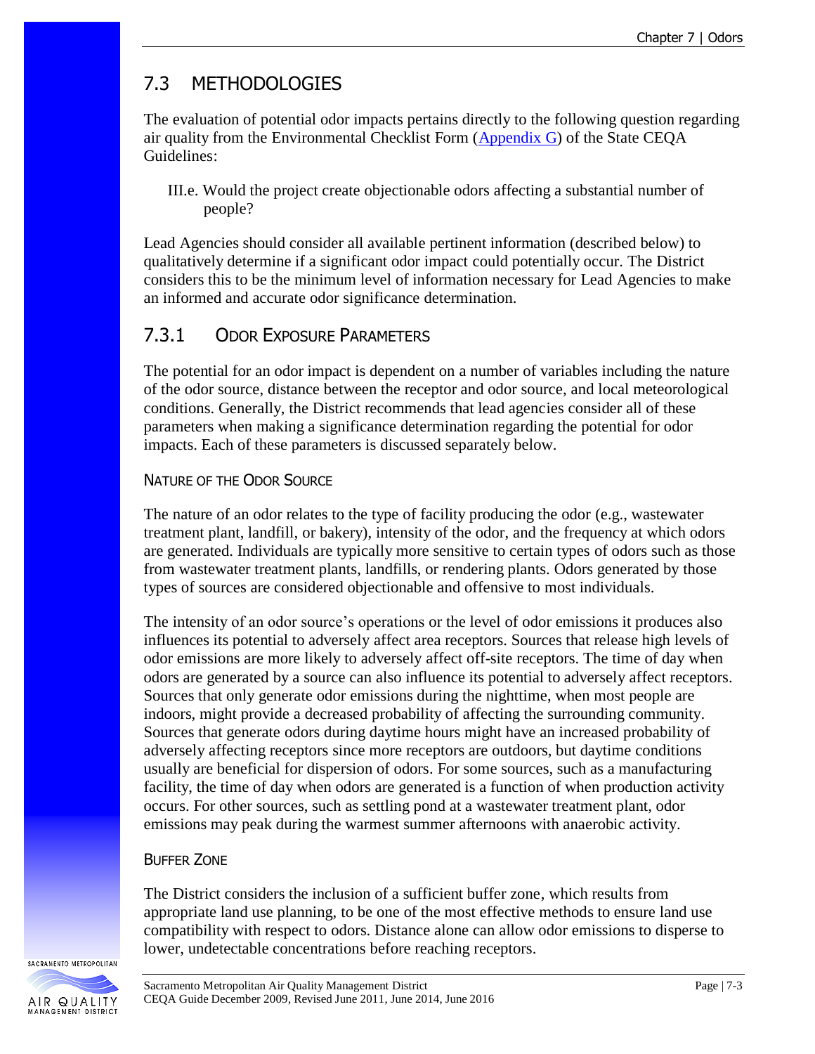## 7.3 METHODOLOGIES

The evaluation of potential odor impacts pertains directly to the following question regarding air quality from the Environmental Checklist Form ([Appendix G](Appendix G)) of the State CEQA Guidelines:

> III.e. Would the project create objectionable odors affecting a substantial number of people?

Lead Agencies should consider all available pertinent information (described below) to qualitatively determine if a significant odor impact could potentially occur. The District considers this to be the minimum level of information necessary for Lead Agencies to make an informed and accurate odor significance determination.

### 7.3.1 ODOR EXPOSURE PARAMETERS

The potential for an odor impact is dependent on a number of variables including the nature of the odor source, distance between the receptor and odor source, and local meteorological conditions. Generally, the District recommends that lead agencies consider all of these parameters when making a significance determination regarding the potential for odor impacts. Each of these parameters is discussed separately below.

#### NATURE OF THE ODOR SOURCE

The nature of an odor relates to the type of facility producing the odor (e.g., wastewater treatment plant, landfill, or bakery), intensity of the odor, and the frequency at which odors are generated. Individuals are typically more sensitive to certain types of odors such as those from wastewater treatment plants, landfills, or rendering plants. Odors generated by those types of sources are considered objectionable and offensive to most individuals.

The intensity of an odor source's operations or the level of odor emissions it produces also influences its potential to adversely affect area receptors. Sources that release high levels of odor emissions are more likely to adversely affect off-site receptors. The time of day when odors are generated by a source can also influence its potential to adversely affect receptors. Sources that only generate odor emissions during the nighttime, when most people are indoors, might provide a decreased probability of affecting the surrounding community. Sources that generate odors during daytime hours might have an increased probability of adversely affecting receptors since more receptors are outdoors, but daytime conditions usually are beneficial for dispersion of odors. For some sources, such as a manufacturing facility, the time of day when odors are generated is a function of when production activity occurs. For other sources, such as settling pond at a wastewater treatment plant, odor emissions may peak during the warmest summer afternoons with anaerobic activity.

#### BUFFER ZONE

The District considers the inclusion of a sufficient buffer zone, which results from appropriate land use planning, to be one of the most effective methods to ensure land use compatibility with respect to odors. Distance alone can allow odor emissions to disperse to lower, undetectable concentrations before reaching receptors.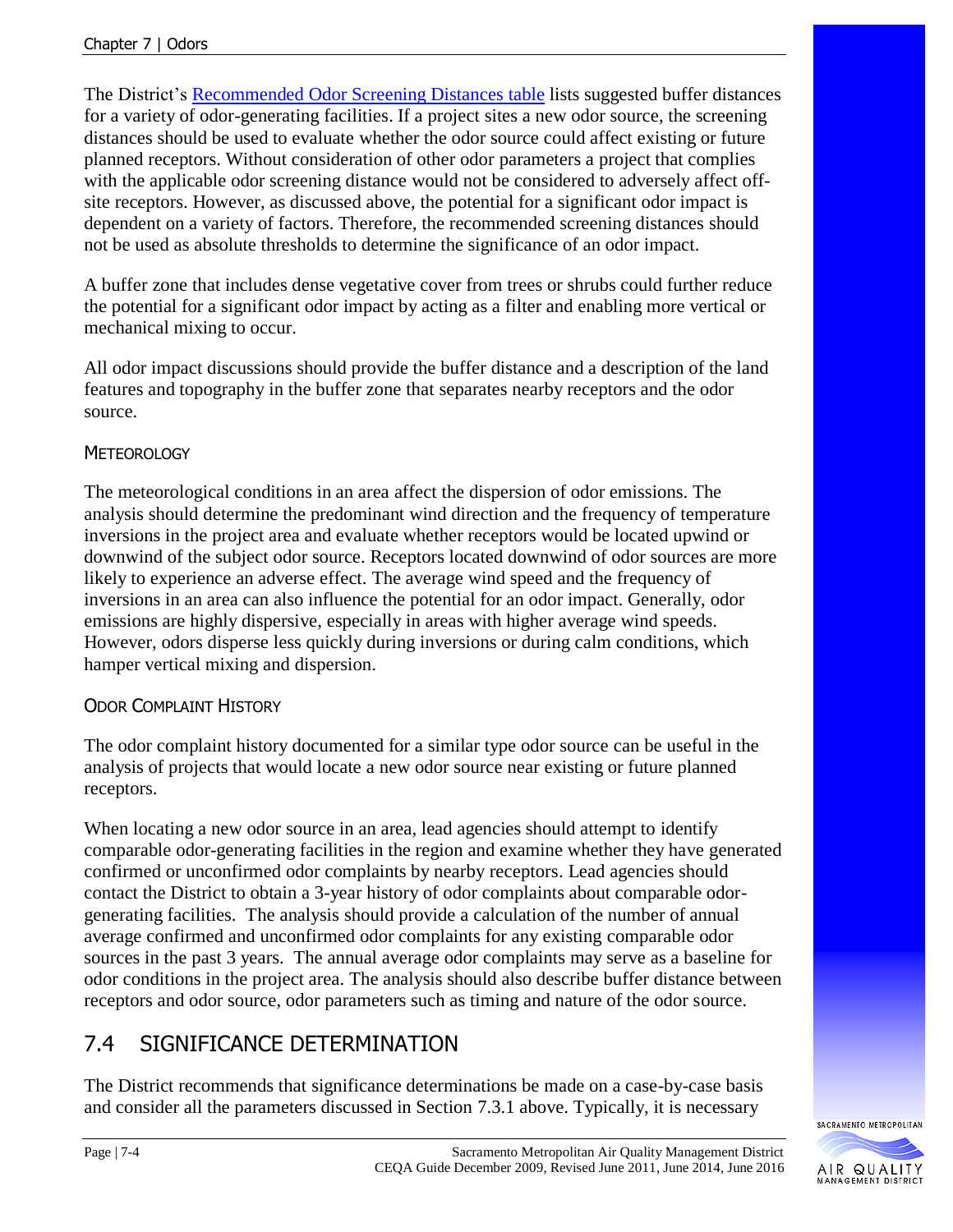The District's [Recommended Odor Screening Distances table] lists suggested buffer distances for a variety of odor-generating facilities. If a project sites a new odor source, the screening distances should be used to evaluate whether the odor source could affect existing or future planned receptors. Without consideration of other odor parameters a project that complies with the applicable odor screening distance would not be considered to adversely affect off-site receptors. However, as discussed above, the potential for a significant odor impact is dependent on a variety of factors. Therefore, the recommended screening distances should not be used as absolute thresholds to determine the significance of an odor impact.

A buffer zone that includes dense vegetative cover from trees or shrubs could further reduce the potential for a significant odor impact by acting as a filter and enabling more vertical or mechanical mixing to occur.

All odor impact discussions should provide the buffer distance and a description of the land features and topography in the buffer zone that separates nearby receptors and the odor source.

#### METEOROLOGY

The meteorological conditions in an area affect the dispersion of odor emissions. The analysis should determine the predominant wind direction and the frequency of temperature inversions in the project area and evaluate whether receptors would be located upwind or downwind of the subject odor source. Receptors located downwind of odor sources are more likely to experience an adverse effect. The average wind speed and the frequency of inversions in an area can also influence the potential for an odor impact. Generally, odor emissions are highly dispersive, especially in areas with higher average wind speeds. However, odors disperse less quickly during inversions or during calm conditions, which hamper vertical mixing and dispersion.

#### ODOR COMPLAINT HISTORY

The odor complaint history documented for a similar type odor source can be useful in the analysis of projects that would locate a new odor source near existing or future planned receptors.

When locating a new odor source in an area, lead agencies should attempt to identify comparable odor-generating facilities in the region and examine whether they have generated confirmed or unconfirmed odor complaints by nearby receptors. Lead agencies should contact the District to obtain a 3-year history of odor complaints about comparable odor-generating facilities. The analysis should provide a calculation of the number of annual average confirmed and unconfirmed odor complaints for any existing comparable odor sources in the past 3 years. The annual average odor complaints may serve as a baseline for odor conditions in the project area. The analysis should also describe buffer distance between receptors and odor source, odor parameters such as timing and nature of the odor source.

## 7.4 SIGNIFICANCE DETERMINATION

The District recommends that significance determinations be made on a case-by-case basis and consider all the parameters discussed in Section 7.3.1 above. Typically, it is necessary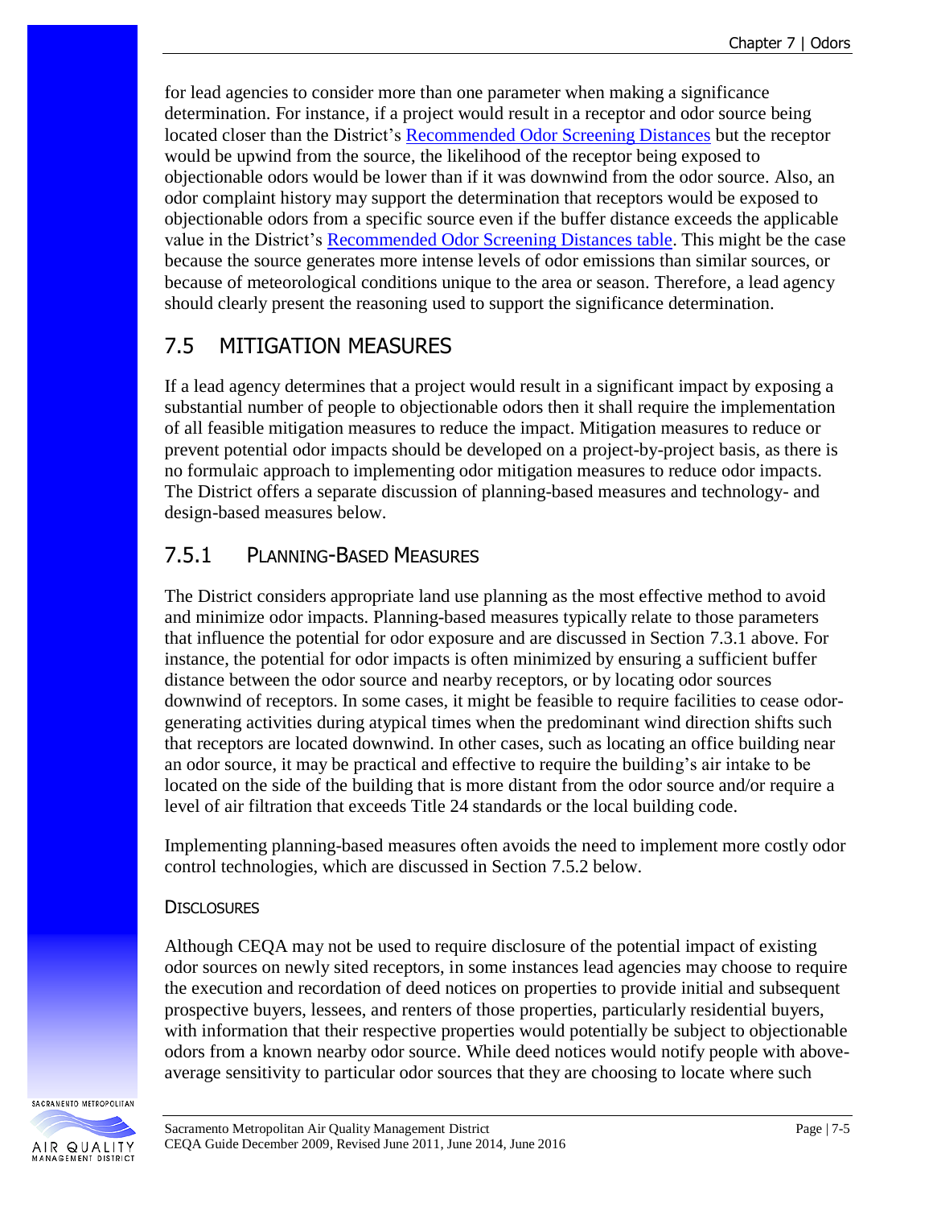for lead agencies to consider more than one parameter when making a significance determination. For instance, if a project would result in a receptor and odor source being located closer than the District's [Recommended Odor Screening Distances] but the receptor would be upwind from the source, the likelihood of the receptor being exposed to objectionable odors would be lower than if it was downwind from the odor source. Also, an odor complaint history may support the determination that receptors would be exposed to objectionable odors from a specific source even if the buffer distance exceeds the applicable value in the District's [Recommended Odor Screening Distances table]. This might be the case because the source generates more intense levels of odor emissions than similar sources, or because of meteorological conditions unique to the area or season. Therefore, a lead agency should clearly present the reasoning used to support the significance determination.

## 7.5 MITIGATION MEASURES

If a lead agency determines that a project would result in a significant impact by exposing a substantial number of people to objectionable odors then it shall require the implementation of all feasible mitigation measures to reduce the impact. Mitigation measures to reduce or prevent potential odor impacts should be developed on a project-by-project basis, as there is no formulaic approach to implementing odor mitigation measures to reduce odor impacts. The District offers a separate discussion of planning-based measures and technology- and design-based measures below.

### 7.5.1 PLANNING-BASED MEASURES

The District considers appropriate land use planning as the most effective method to avoid and minimize odor impacts. Planning-based measures typically relate to those parameters that influence the potential for odor exposure and are discussed in Section 7.3.1 above. For instance, the potential for odor impacts is often minimized by ensuring a sufficient buffer distance between the odor source and nearby receptors, or by locating odor sources downwind of receptors. In some cases, it might be feasible to require facilities to cease odor-generating activities during atypical times when the predominant wind direction shifts such that receptors are located downwind. In other cases, such as locating an office building near an odor source, it may be practical and effective to require the building's air intake to be located on the side of the building that is more distant from the odor source and/or require a level of air filtration that exceeds Title 24 standards or the local building code.

Implementing planning-based measures often avoids the need to implement more costly odor control technologies, which are discussed in Section 7.5.2 below.

#### DISCLOSURES

Although CEQA may not be used to require disclosure of the potential impact of existing odor sources on newly sited receptors, in some instances lead agencies may choose to require the execution and recordation of deed notices on properties to provide initial and subsequent prospective buyers, lessees, and renters of those properties, particularly residential buyers, with information that their respective properties would potentially be subject to objectionable odors from a known nearby odor source. While deed notices would notify people with above-average sensitivity to particular odor sources that they are choosing to locate where such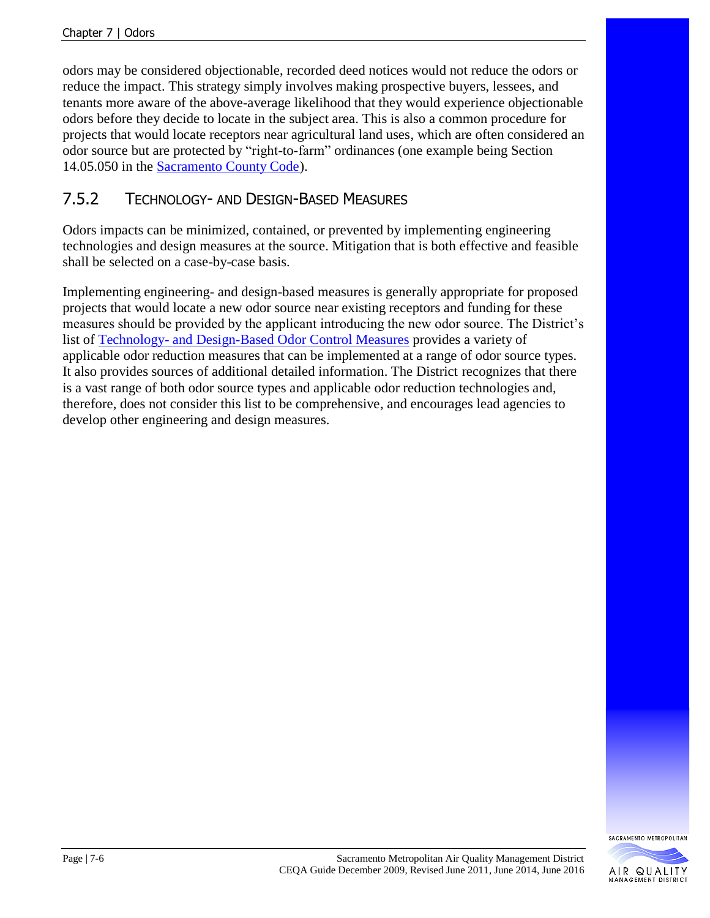odors may be considered objectionable, recorded deed notices would not reduce the odors or reduce the impact. This strategy simply involves making prospective buyers, lessees, and tenants more aware of the above-average likelihood that they would experience objectionable odors before they decide to locate in the subject area. This is also a common procedure for projects that would locate receptors near agricultural land uses, which are often considered an odor source but are protected by "right-to-farm" ordinances (one example being Section 14.05.050 in the Sacramento County Code).

### 7.5.2 Technology- and Design-Based Measures

Odors impacts can be minimized, contained, or prevented by implementing engineering technologies and design measures at the source. Mitigation that is both effective and feasible shall be selected on a case-by-case basis.

Implementing engineering- and design-based measures is generally appropriate for proposed projects that would locate a new odor source near existing receptors and funding for these measures should be provided by the applicant introducing the new odor source. The District's list of Technology- and Design-Based Odor Control Measures provides a variety of applicable odor reduction measures that can be implemented at a range of odor source types. It also provides sources of additional detailed information. The District recognizes that there is a vast range of both odor source types and applicable odor reduction technologies and, therefore, does not consider this list to be comprehensive, and encourages lead agencies to develop other engineering and design measures.